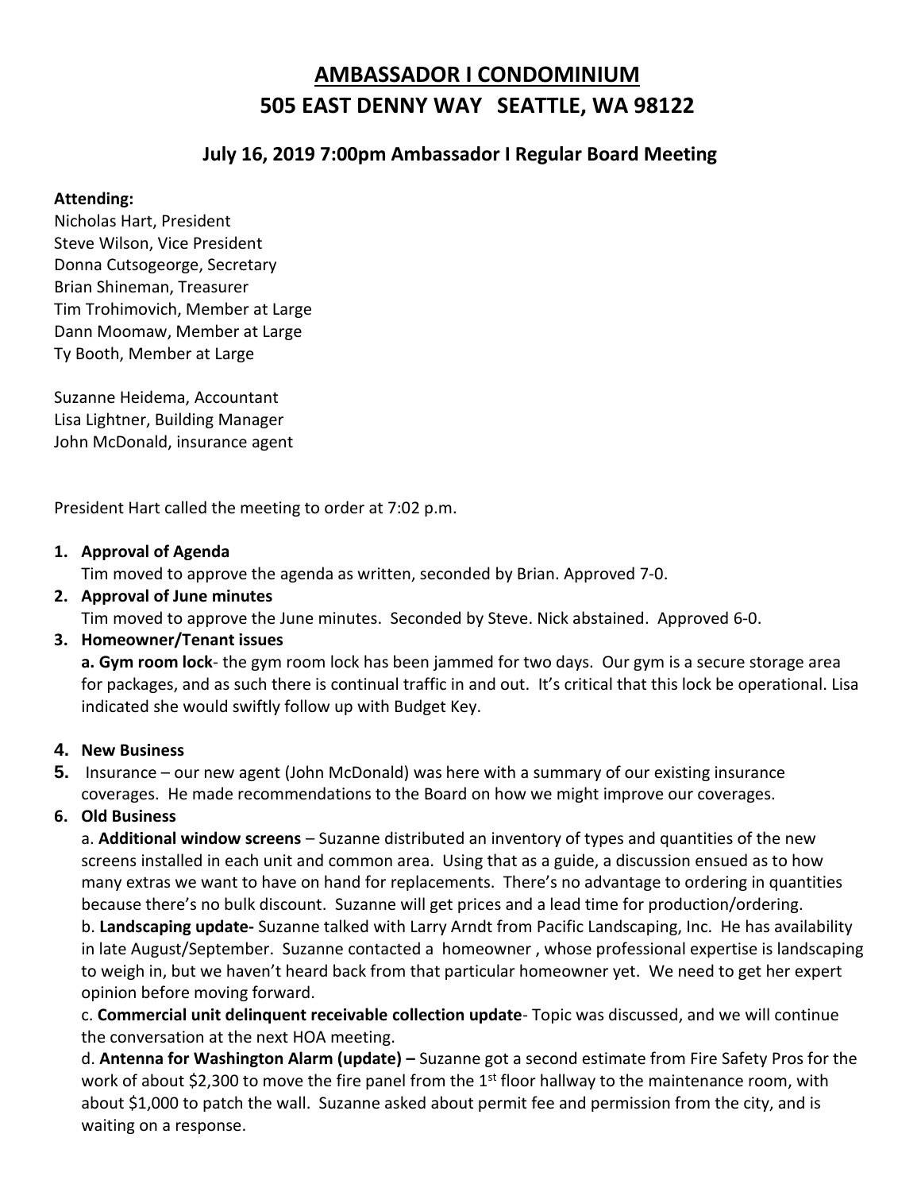# AMBASSADOR I CONDOMINIUM
# 505 EAST DENNY WAY SEATTLE, WA 98122

## July 16, 2019 7:00pm Ambassador I Regular Board Meeting

**Attending:**
Nicholas Hart, President
Steve Wilson, Vice President
Donna Cutsogeorge, Secretary
Brian Shineman, Treasurer
Tim Trohimovich, Member at Large
Dann Moomaw, Member at Large
Ty Booth, Member at Large

Suzanne Heidema, Accountant
Lisa Lightner, Building Manager
John McDonald, insurance agent

President Hart called the meeting to order at 7:02 p.m.

1. **Approval of Agenda**
   Tim moved to approve the agenda as written, seconded by Brian. Approved 7-0.
2. **Approval of June minutes**
   Tim moved to approve the June minutes. Seconded by Steve. Nick abstained. Approved 6-0.
3. **Homeowner/Tenant issues**
   **a. Gym room lock**- the gym room lock has been jammed for two days. Our gym is a secure storage area for packages, and as such there is continual traffic in and out. It's critical that this lock be operational. Lisa indicated she would swiftly follow up with Budget Key.
4. **New Business**
5. Insurance – our new agent (John McDonald) was here with a summary of our existing insurance coverages. He made recommendations to the Board on how we might improve our coverages.
6. **Old Business**
   a. **Additional window screens** – Suzanne distributed an inventory of types and quantities of the new screens installed in each unit and common area. Using that as a guide, a discussion ensued as to how many extras we want to have on hand for replacements. There's no advantage to ordering in quantities because there's no bulk discount. Suzanne will get prices and a lead time for production/ordering.
   b. **Landscaping update-** Suzanne talked with Larry Arndt from Pacific Landscaping, Inc. He has availability in late August/September. Suzanne contacted a homeowner , whose professional expertise is landscaping to weigh in, but we haven't heard back from that particular homeowner yet. We need to get her expert opinion before moving forward.
   c. **Commercial unit delinquent receivable collection update**- Topic was discussed, and we will continue the conversation at the next HOA meeting.
   d. **Antenna for Washington Alarm (update) –** Suzanne got a second estimate from Fire Safety Pros for the work of about \$2,300 to move the fire panel from the 1st floor hallway to the maintenance room, with about \$1,000 to patch the wall. Suzanne asked about permit fee and permission from the city, and is waiting on a response.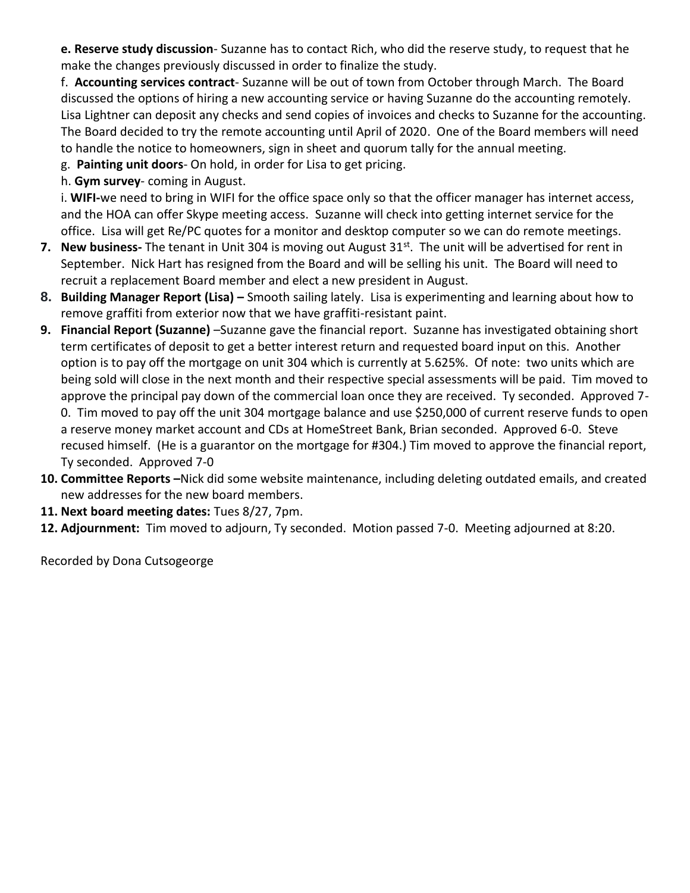**e. Reserve study discussion**- Suzanne has to contact Rich, who did the reserve study, to request that he make the changes previously discussed in order to finalize the study.

f. **Accounting services contract**- Suzanne will be out of town from October through March. The Board discussed the options of hiring a new accounting service or having Suzanne do the accounting remotely. Lisa Lightner can deposit any checks and send copies of invoices and checks to Suzanne for the accounting. The Board decided to try the remote accounting until April of 2020. One of the Board members will need to handle the notice to homeowners, sign in sheet and quorum tally for the annual meeting.

g. **Painting unit doors**- On hold, in order for Lisa to get pricing.

h. **Gym survey**- coming in August.

i. **WIFI-**we need to bring in WIFI for the office space only so that the officer manager has internet access, and the HOA can offer Skype meeting access. Suzanne will check into getting internet service for the office. Lisa will get Re/PC quotes for a monitor and desktop computer so we can do remote meetings.

7. **New business-** The tenant in Unit 304 is moving out August 31st. The unit will be advertised for rent in September. Nick Hart has resigned from the Board and will be selling his unit. The Board will need to recruit a replacement Board member and elect a new president in August.
8. **Building Manager Report (Lisa) –** Smooth sailing lately. Lisa is experimenting and learning about how to remove graffiti from exterior now that we have graffiti-resistant paint.
9. **Financial Report (Suzanne)** –Suzanne gave the financial report. Suzanne has investigated obtaining short term certificates of deposit to get a better interest return and requested board input on this. Another option is to pay off the mortgage on unit 304 which is currently at 5.625%. Of note: two units which are being sold will close in the next month and their respective special assessments will be paid. Tim moved to approve the principal pay down of the commercial loan once they are received. Ty seconded. Approved 7-0. Tim moved to pay off the unit 304 mortgage balance and use $250,000 of current reserve funds to open a reserve money market account and CDs at HomeStreet Bank, Brian seconded. Approved 6-0. Steve recused himself. (He is a guarantor on the mortgage for #304.) Tim moved to approve the financial report, Ty seconded. Approved 7-0
10. **Committee Reports –**Nick did some website maintenance, including deleting outdated emails, and created new addresses for the new board members.
11. **Next board meeting dates:** Tues 8/27, 7pm.
12. **Adjournment:** Tim moved to adjourn, Ty seconded. Motion passed 7-0. Meeting adjourned at 8:20.

Recorded by Dona Cutsogeorge